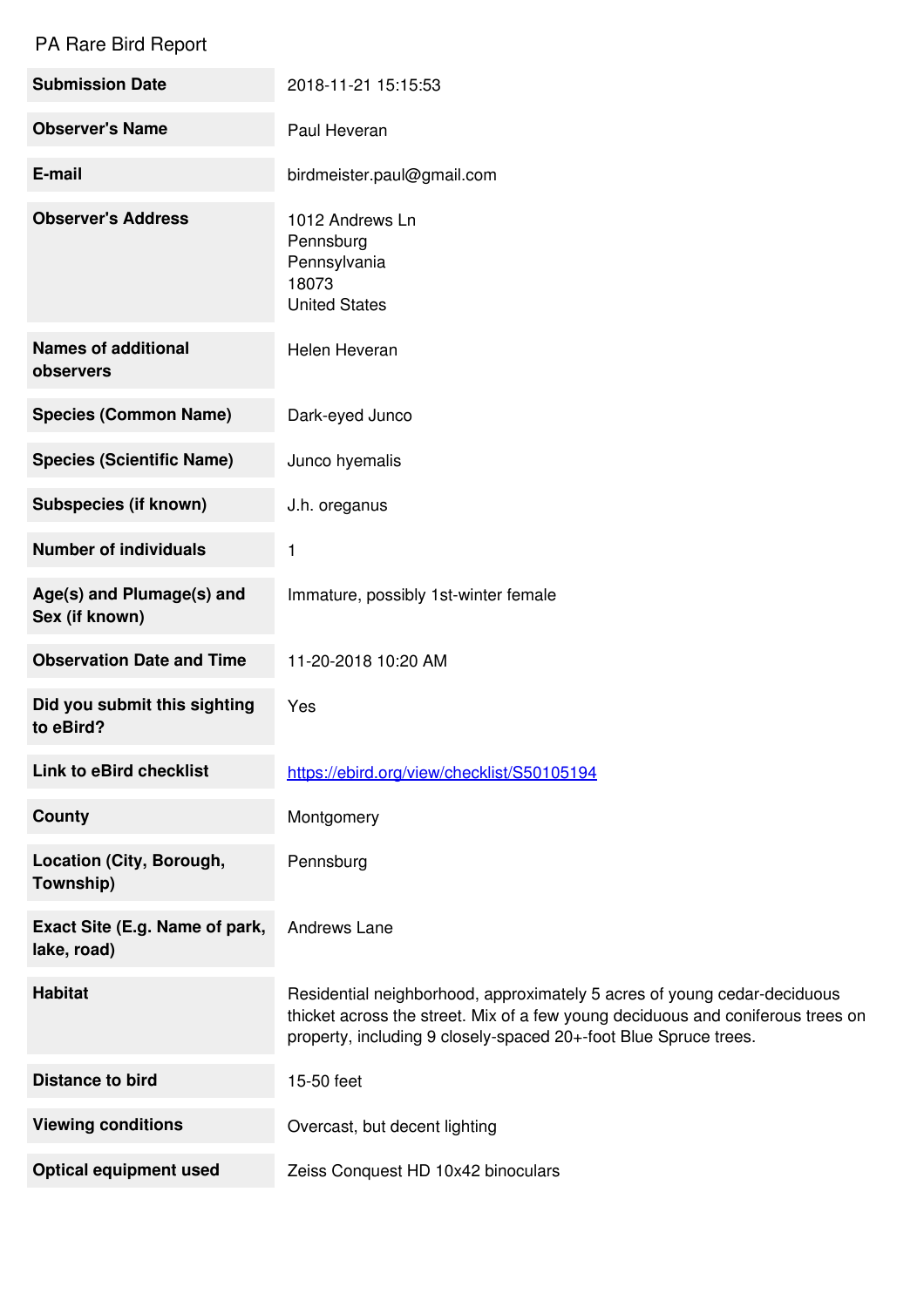PA Rare Bird Report

| | |
|---|---|
| **Submission Date** | 2018-11-21 15:15:53 |
| **Observer's Name** | Paul Heveran |
| **E-mail** | birdmeister.paul@gmail.com |
| **Observer's Address** | 1012 Andrews Ln<br>Pennsburg<br>Pennsylvania<br>18073<br>United States |
| **Names of additional observers** | Helen Heveran |
| **Species (Common Name)** | Dark-eyed Junco |
| **Species (Scientific Name)** | Junco hyemalis |
| **Subspecies (if known)** | J.h. oreganus |
| **Number of individuals** | 1 |
| **Age(s) and Plumage(s) and Sex (if known)** | Immature, possibly 1st-winter female |
| **Observation Date and Time** | 11-20-2018 10:20 AM |
| **Did you submit this sighting to eBird?** | Yes |
| **Link to eBird checklist** | [https://ebird.org/view/checklist/S50105194](https://ebird.org/view/checklist/S50105194) |
| **County** | Montgomery |
| **Location (City, Borough, Township)** | Pennsburg |
| **Exact Site (E.g. Name of park, lake, road)** | Andrews Lane |
| **Habitat** | Residential neighborhood, approximately 5 acres of young cedar-deciduous thicket across the street. Mix of a few young deciduous and coniferous trees on property, including 9 closely-spaced 20+-foot Blue Spruce trees. |
| **Distance to bird** | 15-50 feet |
| **Viewing conditions** | Overcast, but decent lighting |
| **Optical equipment used** | Zeiss Conquest HD 10x42 binoculars |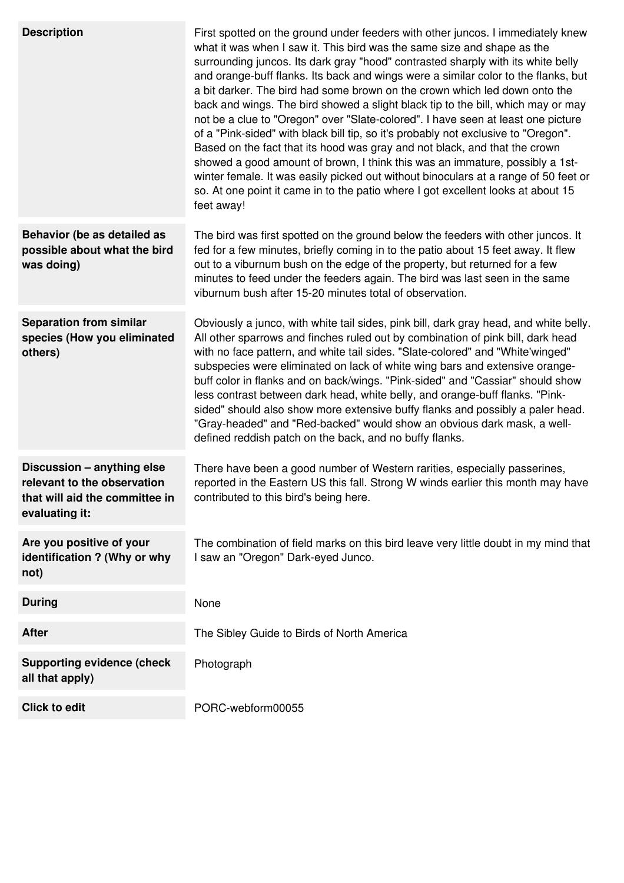| | |
|---|---|
| **Description** | First spotted on the ground under feeders with other juncos. I immediately knew what it was when I saw it. This bird was the same size and shape as the surrounding juncos. Its dark gray "hood" contrasted sharply with its white belly and orange-buff flanks. Its back and wings were a similar color to the flanks, but a bit darker. The bird had some brown on the crown which led down onto the back and wings. The bird showed a slight black tip to the bill, which may or may not be a clue to "Oregon" over "Slate-colored". I have seen at least one picture of a "Pink-sided" with black bill tip, so it's probably not exclusive to "Oregon". Based on the fact that its hood was gray and not black, and that the crown showed a good amount of brown, I think this was an immature, possibly a 1st-winter female. It was easily picked out without binoculars at a range of 50 feet or so. At one point it came in to the patio where I got excellent looks at about 15 feet away! |
| **Behavior (be as detailed as possible about what the bird was doing)** | The bird was first spotted on the ground below the feeders with other juncos. It fed for a few minutes, briefly coming in to the patio about 15 feet away. It flew out to a viburnum bush on the edge of the property, but returned for a few minutes to feed under the feeders again. The bird was last seen in the same viburnum bush after 15-20 minutes total of observation. |
| **Separation from similar species (How you eliminated others)** | Obviously a junco, with white tail sides, pink bill, dark gray head, and white belly. All other sparrows and finches ruled out by combination of pink bill, dark head with no face pattern, and white tail sides. "Slate-colored" and "White'winged" subspecies were eliminated on lack of white wing bars and extensive orange-buff color in flanks and on back/wings. "Pink-sided" and "Cassiar" should show less contrast between dark head, white belly, and orange-buff flanks. "Pink-sided" should also show more extensive buffy flanks and possibly a paler head. "Gray-headed" and "Red-backed" would show an obvious dark mask, a well-defined reddish patch on the back, and no buffy flanks. |
| **Discussion – anything else relevant to the observation that will aid the committee in evaluating it:** | There have been a good number of Western rarities, especially passerines, reported in the Eastern US this fall. Strong W winds earlier this month may have contributed to this bird's being here. |
| **Are you positive of your identification ? (Why or why not)** | The combination of field marks on this bird leave very little doubt in my mind that I saw an "Oregon" Dark-eyed Junco. |
| **During** | None |
| **After** | The Sibley Guide to Birds of North America |
| **Supporting evidence (check all that apply)** | Photograph |
| **Click to edit** | PORC-webform00055 |